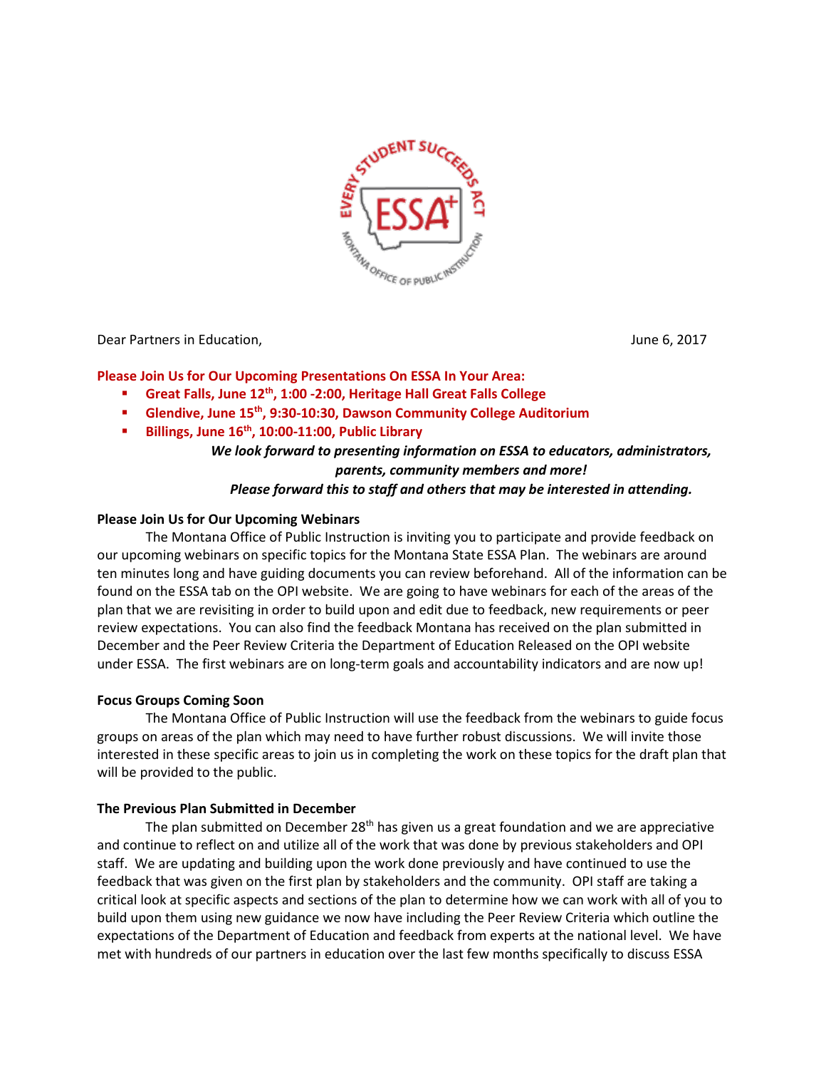Dear Partners in Education, June 6, 2017

**Please Join Us for Our Upcoming Presentations On ESSA In Your Area:**

- **Great Falls, June 12th, 1:00 -2:00, Heritage Hall Great Falls College**
- **Glendive, June 15th, 9:30-10:30, Dawson Community College Auditorium**
- **Billings, June 16th, 10:00-11:00, Public Library**

***We look forward to presenting information on ESSA to educators, administrators, parents, community members and more!***

***Please forward this to staff and others that may be interested in attending.***

**Please Join Us for Our Upcoming Webinars**

The Montana Office of Public Instruction is inviting you to participate and provide feedback on our upcoming webinars on specific topics for the Montana State ESSA Plan. The webinars are around ten minutes long and have guiding documents you can review beforehand. All of the information can be found on the ESSA tab on the OPI website. We are going to have webinars for each of the areas of the plan that we are revisiting in order to build upon and edit due to feedback, new requirements or peer review expectations. You can also find the feedback Montana has received on the plan submitted in December and the Peer Review Criteria the Department of Education Released on the OPI website under ESSA. The first webinars are on long-term goals and accountability indicators and are now up!

**Focus Groups Coming Soon**

The Montana Office of Public Instruction will use the feedback from the webinars to guide focus groups on areas of the plan which may need to have further robust discussions. We will invite those interested in these specific areas to join us in completing the work on these topics for the draft plan that will be provided to the public.

**The Previous Plan Submitted in December**

The plan submitted on December 28th has given us a great foundation and we are appreciative and continue to reflect on and utilize all of the work that was done by previous stakeholders and OPI staff. We are updating and building upon the work done previously and have continued to use the feedback that was given on the first plan by stakeholders and the community. OPI staff are taking a critical look at specific aspects and sections of the plan to determine how we can work with all of you to build upon them using new guidance we now have including the Peer Review Criteria which outline the expectations of the Department of Education and feedback from experts at the national level. We have met with hundreds of our partners in education over the last few months specifically to discuss ESSA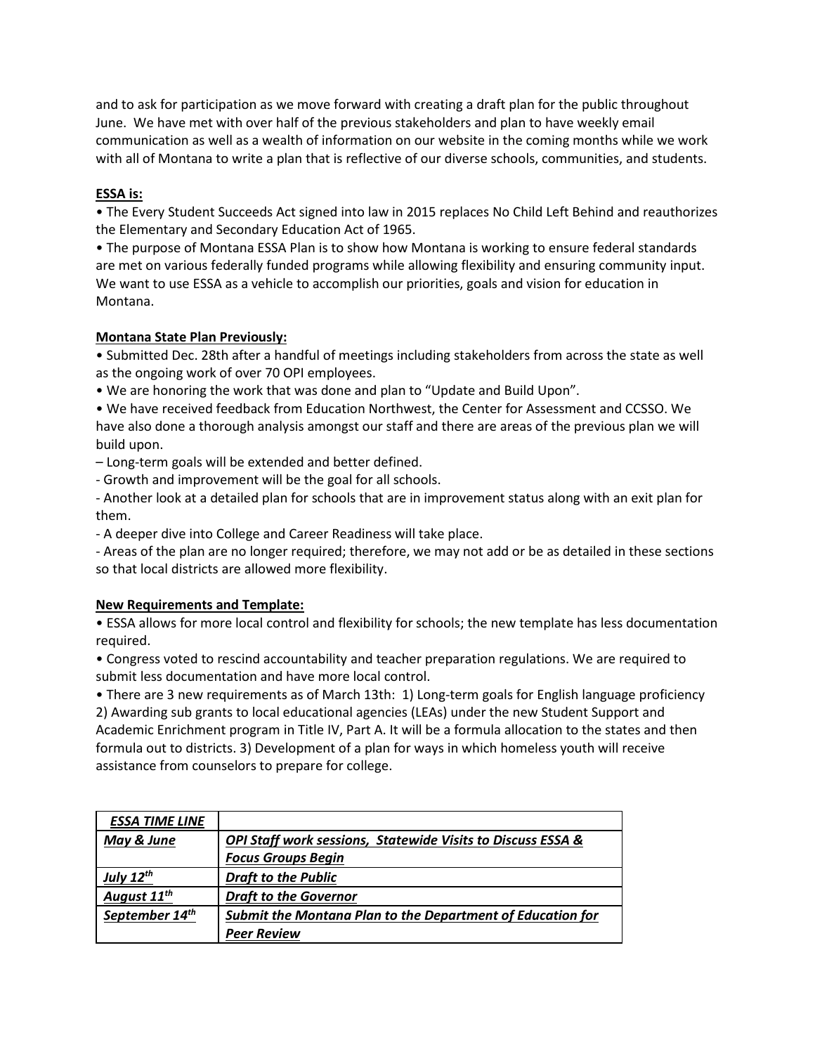and to ask for participation as we move forward with creating a draft plan for the public throughout June. We have met with over half of the previous stakeholders and plan to have weekly email communication as well as a wealth of information on our website in the coming months while we work with all of Montana to write a plan that is reflective of our diverse schools, communities, and students.

**ESSA is:**

• The Every Student Succeeds Act signed into law in 2015 replaces No Child Left Behind and reauthorizes the Elementary and Secondary Education Act of 1965.

• The purpose of Montana ESSA Plan is to show how Montana is working to ensure federal standards are met on various federally funded programs while allowing flexibility and ensuring community input. We want to use ESSA as a vehicle to accomplish our priorities, goals and vision for education in Montana.

**Montana State Plan Previously:**

• Submitted Dec. 28th after a handful of meetings including stakeholders from across the state as well as the ongoing work of over 70 OPI employees.

• We are honoring the work that was done and plan to "Update and Build Upon".

• We have received feedback from Education Northwest, the Center for Assessment and CCSSO. We have also done a thorough analysis amongst our staff and there are areas of the previous plan we will build upon.

– Long-term goals will be extended and better defined.

- Growth and improvement will be the goal for all schools.

- Another look at a detailed plan for schools that are in improvement status along with an exit plan for them.

- A deeper dive into College and Career Readiness will take place.

- Areas of the plan are no longer required; therefore, we may not add or be as detailed in these sections so that local districts are allowed more flexibility.

**New Requirements and Template:**

• ESSA allows for more local control and flexibility for schools; the new template has less documentation required.

• Congress voted to rescind accountability and teacher preparation regulations. We are required to submit less documentation and have more local control.

• There are 3 new requirements as of March 13th: 1) Long-term goals for English language proficiency 2) Awarding sub grants to local educational agencies (LEAs) under the new Student Support and Academic Enrichment program in Title IV, Part A. It will be a formula allocation to the states and then formula out to districts. 3) Development of a plan for ways in which homeless youth will receive assistance from counselors to prepare for college.

| ***ESSA TIME LINE*** | |
|---|---|
| ***May & June*** | ***OPI Staff work sessions, Statewide Visits to Discuss ESSA & Focus Groups Begin*** |
| ***July 12th*** | ***Draft to the Public*** |
| ***August 11th*** | ***Draft to the Governor*** |
| ***September 14th*** | ***Submit the Montana Plan to the Department of Education for Peer Review*** |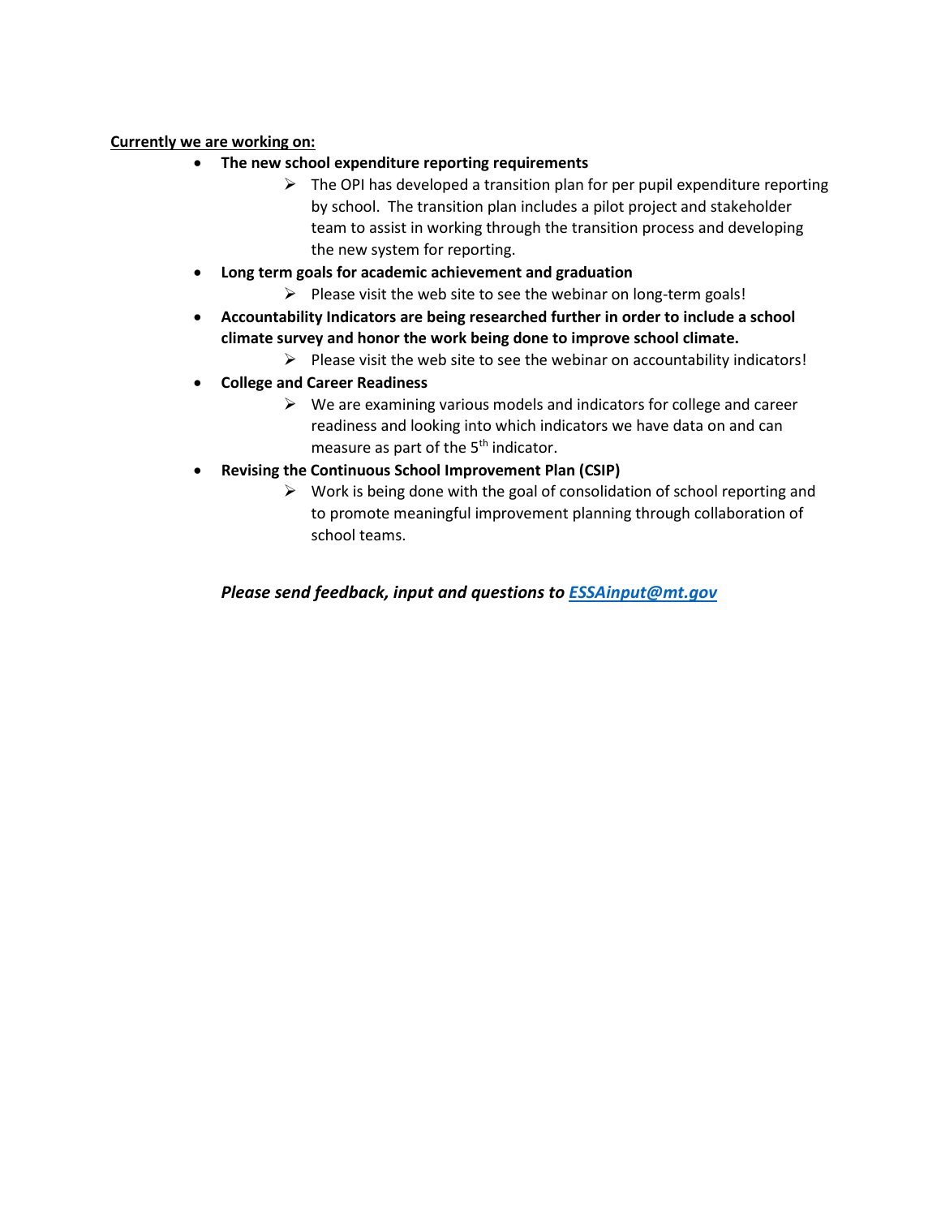**<u>Currently we are working on:</u>**

- **The new school expenditure reporting requirements**
  - The OPI has developed a transition plan for per pupil expenditure reporting by school. The transition plan includes a pilot project and stakeholder team to assist in working through the transition process and developing the new system for reporting.
- **Long term goals for academic achievement and graduation**
  - Please visit the web site to see the webinar on long-term goals!
- **Accountability Indicators are being researched further in order to include a school climate survey and honor the work being done to improve school climate.**
  - Please visit the web site to see the webinar on accountability indicators!
- **College and Career Readiness**
  - We are examining various models and indicators for college and career readiness and looking into which indicators we have data on and can measure as part of the 5th indicator.
- **Revising the Continuous School Improvement Plan (CSIP)**
  - Work is being done with the goal of consolidation of school reporting and to promote meaningful improvement planning through collaboration of school teams.

***Please send feedback, input and questions to [ESSAinput@mt.gov](mailto:ESSAinput@mt.gov)***